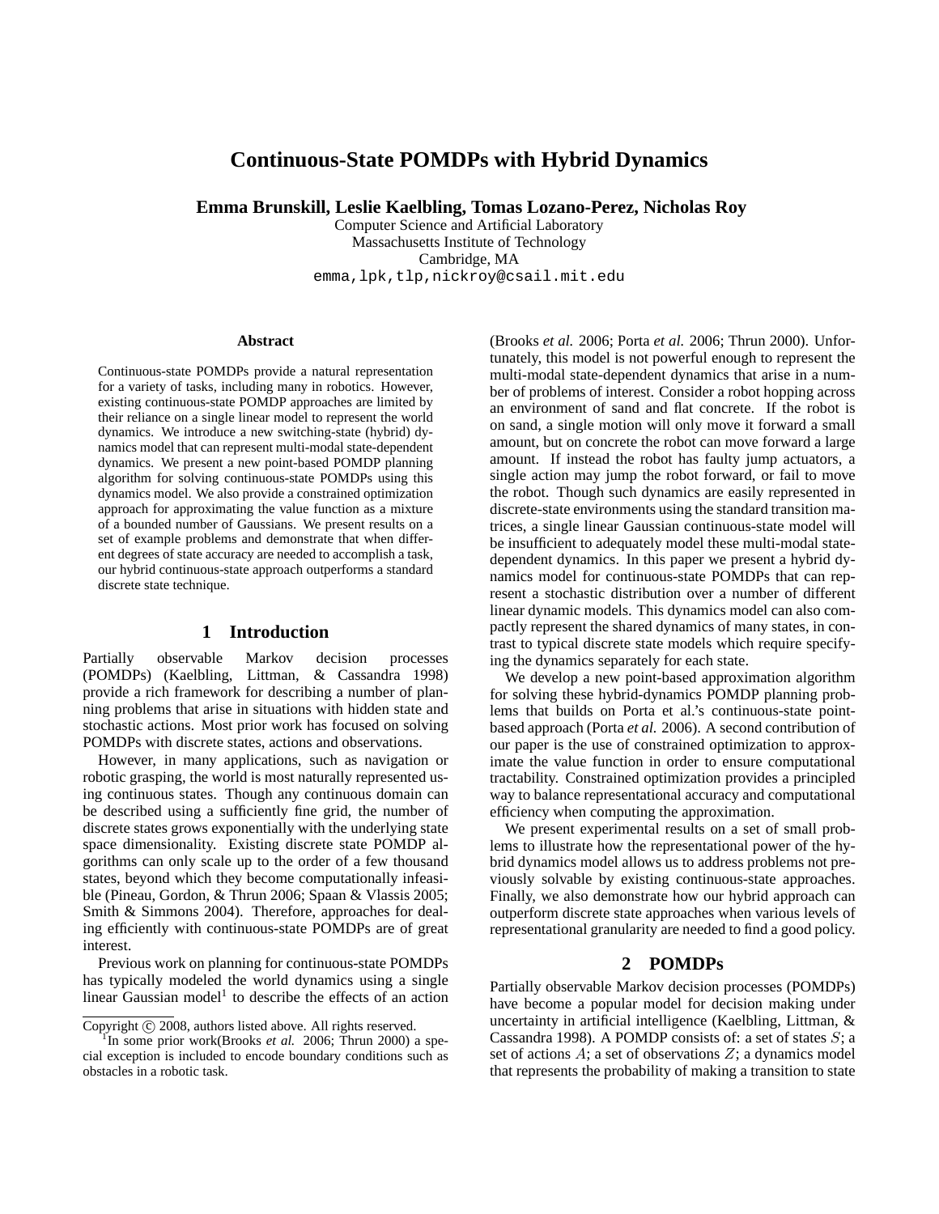# Continuous-State POMDPs with Hybrid Dynamics

**Emma Brunskill, Leslie Kaelbling, Tomas Lozano-Perez, Nicholas Roy**

Computer Science and Artificial Laboratory
Massachusetts Institute of Technology
Cambridge, MA
emma,lpk,tlp,nickroy@csail.mit.edu

### Abstract

Continuous-state POMDPs provide a natural representation for a variety of tasks, including many in robotics. However, existing continuous-state POMDP approaches are limited by their reliance on a single linear model to represent the world dynamics. We introduce a new switching-state (hybrid) dynamics model that can represent multi-modal state-dependent dynamics. We present a new point-based POMDP planning algorithm for solving continuous-state POMDPs using this dynamics model. We also provide a constrained optimization approach for approximating the value function as a mixture of a bounded number of Gaussians. We present results on a set of example problems and demonstrate that when different degrees of state accuracy are needed to accomplish a task, our hybrid continuous-state approach outperforms a standard discrete state technique.

## 1 Introduction

Partially observable Markov decision processes (POMDPs) (Kaelbling, Littman, & Cassandra 1998) provide a rich framework for describing a number of planning problems that arise in situations with hidden state and stochastic actions. Most prior work has focused on solving POMDPs with discrete states, actions and observations.

However, in many applications, such as navigation or robotic grasping, the world is most naturally represented using continuous states. Though any continuous domain can be described using a sufficiently fine grid, the number of discrete states grows exponentially with the underlying state space dimensionality. Existing discrete state POMDP algorithms can only scale up to the order of a few thousand states, beyond which they become computationally infeasible (Pineau, Gordon, & Thrun 2006; Spaan & Vlassis 2005; Smith & Simmons 2004). Therefore, approaches for dealing efficiently with continuous-state POMDPs are of great interest.

Previous work on planning for continuous-state POMDPs has typically modeled the world dynamics using a single linear Gaussian model[1] to describe the effects of an action (Brooks *et al.* 2006; Porta *et al.* 2006; Thrun 2000). Unfortunately, this model is not powerful enough to represent the multi-modal state-dependent dynamics that arise in a number of problems of interest. Consider a robot hopping across an environment of sand and flat concrete. If the robot is on sand, a single motion will only move it forward a small amount, but on concrete the robot can move forward a large amount. If instead the robot has faulty jump actuators, a single action may jump the robot forward, or fail to move the robot. Though such dynamics are easily represented in discrete-state environments using the standard transition matrices, a single linear Gaussian continuous-state model will be insufficient to adequately model these multi-modal state-dependent dynamics. In this paper we present a hybrid dynamics model for continuous-state POMDPs that can represent a stochastic distribution over a number of different linear dynamic models. This dynamics model can also compactly represent the shared dynamics of many states, in contrast to typical discrete state models which require specifying the dynamics separately for each state.

We develop a new point-based approximation algorithm for solving these hybrid-dynamics POMDP planning problems that builds on Porta et al.'s continuous-state point-based approach (Porta *et al.* 2006). A second contribution of our paper is the use of constrained optimization to approximate the value function in order to ensure computational tractability. Constrained optimization provides a principled way to balance representational accuracy and computational efficiency when computing the approximation.

We present experimental results on a set of small problems to illustrate how the representational power of the hybrid dynamics model allows us to address problems not previously solvable by existing continuous-state approaches. Finally, we also demonstrate how our hybrid approach can outperform discrete state approaches when various levels of representational granularity are needed to find a good policy.

## 2 POMDPs

Partially observable Markov decision processes (POMDPs) have become a popular model for decision making under uncertainty in artificial intelligence (Kaelbling, Littman, & Cassandra 1998). A POMDP consists of: a set of states $S$; a set of actions $A$; a set of observations $Z$; a dynamics model that represents the probability of making a transition to state

Copyright © 2008, authors listed above. All rights reserved.

[1] In some prior work(Brooks *et al.* 2006; Thrun 2000) a special exception is included to encode boundary conditions such as obstacles in a robotic task.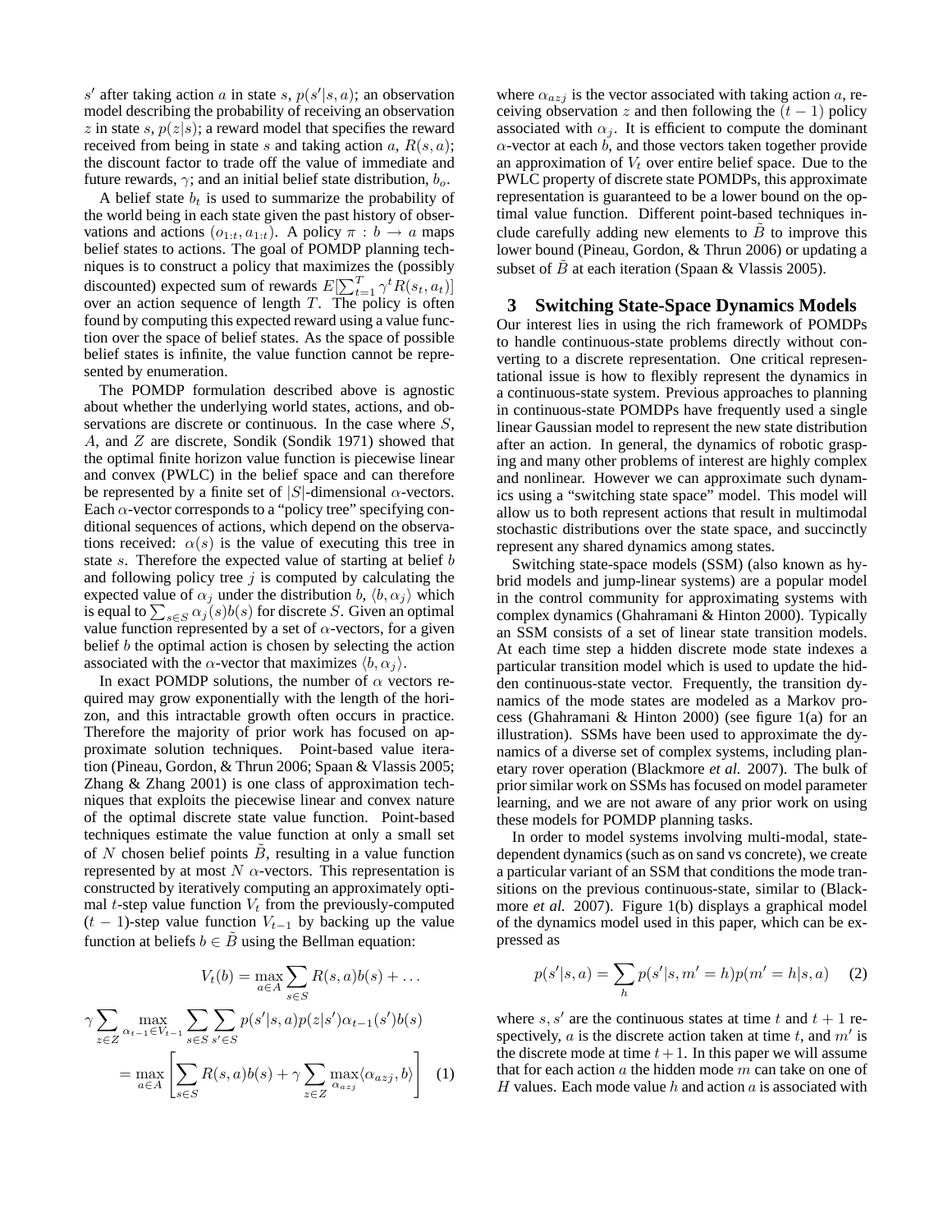$s'$ after taking action $a$ in state $s$, $p(s'|s,a)$; an observation model describing the probability of receiving an observation $z$ in state $s$, $p(z|s)$; a reward model that specifies the reward received from being in state $s$ and taking action $a$, $R(s,a)$; the discount factor to trade off the value of immediate and future rewards, $\gamma$; and an initial belief state distribution, $b_o$.

A belief state $b_t$ is used to summarize the probability of the world being in each state given the past history of observations and actions $(o_{1:t}, a_{1:t})$. A policy $\pi : b \to a$ maps belief states to actions. The goal of POMDP planning techniques is to construct a policy that maximizes the (possibly discounted) expected sum of rewards $E[\sum_{t=1}^{T} \gamma^t R(s_t, a_t)]$ over an action sequence of length $T$. The policy is often found by computing this expected reward using a value function over the space of belief states. As the space of possible belief states is infinite, the value function cannot be represented by enumeration.

The POMDP formulation described above is agnostic about whether the underlying world states, actions, and observations are discrete or continuous. In the case where $S$, $A$, and $Z$ are discrete, Sondik (Sondik 1971) showed that the optimal finite horizon value function is piecewise linear and convex (PWLC) in the belief space and can therefore be represented by a finite set of $|S|$-dimensional $\alpha$-vectors. Each $\alpha$-vector corresponds to a "policy tree" specifying conditional sequences of actions, which depend on the observations received: $\alpha(s)$ is the value of executing this tree in state $s$. Therefore the expected value of starting at belief $b$ and following policy tree $j$ is computed by calculating the expected value of $\alpha_j$ under the distribution $b$, $\langle b, \alpha_j \rangle$ which is equal to $\sum_{s \in S} \alpha_j(s) b(s)$ for discrete $S$. Given an optimal value function represented by a set of $\alpha$-vectors, for a given belief $b$ the optimal action is chosen by selecting the action associated with the $\alpha$-vector that maximizes $\langle b, \alpha_j \rangle$.

In exact POMDP solutions, the number of $\alpha$ vectors required may grow exponentially with the length of the horizon, and this intractable growth often occurs in practice. Therefore the majority of prior work has focused on approximate solution techniques. Point-based value iteration (Pineau, Gordon, & Thrun 2006; Spaan & Vlassis 2005; Zhang & Zhang 2001) is one class of approximation techniques that exploits the piecewise linear and convex nature of the optimal discrete state value function. Point-based techniques estimate the value function at only a small set of $N$ chosen belief points $\tilde{B}$, resulting in a value function represented by at most $N$ $\alpha$-vectors. This representation is constructed by iteratively computing an approximately optimal $t$-step value function $V_t$ from the previously-computed $(t-1)$-step value function $V_{t-1}$ by backing up the value function at beliefs $b \in \tilde{B}$ using the Bellman equation:

$$V_t(b) = \max_{a \in A} \sum_{s \in S} R(s,a) b(s) + \dots$$

$$\gamma \sum_{z \in Z} \max_{\alpha_{t-1} \in V_{t-1}} \sum_{s \in S} \sum_{s' \in S} p(s'|s,a) p(z|s') \alpha_{t-1}(s') b(s)$$

$$= \max_{a \in A} \left[ \sum_{s \in S} R(s,a) b(s) + \gamma \sum_{z \in Z} \max_{\alpha_{azj}} \langle \alpha_{azj}, b \rangle \right] \quad (1)$$

where $\alpha_{azj}$ is the vector associated with taking action $a$, receiving observation $z$ and then following the $(t-1)$ policy associated with $\alpha_j$. It is efficient to compute the dominant $\alpha$-vector at each $b$, and those vectors taken together provide an approximation of $V_t$ over entire belief space. Due to the PWLC property of discrete state POMDPs, this approximate representation is guaranteed to be a lower bound on the optimal value function. Different point-based techniques include carefully adding new elements to $\tilde{B}$ to improve this lower bound (Pineau, Gordon, & Thrun 2006) or updating a subset of $\tilde{B}$ at each iteration (Spaan & Vlassis 2005).

## 3 Switching State-Space Dynamics Models

Our interest lies in using the rich framework of POMDPs to handle continuous-state problems directly without converting to a discrete representation. One critical representational issue is how to flexibly represent the dynamics in a continuous-state system. Previous approaches to planning in continuous-state POMDPs have frequently used a single linear Gaussian model to represent the new state distribution after an action. In general, the dynamics of robotic grasping and many other problems of interest are highly complex and nonlinear. However we can approximate such dynamics using a "switching state space" model. This model will allow us to both represent actions that result in multimodal stochastic distributions over the state space, and succinctly represent any shared dynamics among states.

Switching state-space models (SSM) (also known as hybrid models and jump-linear systems) are a popular model in the control community for approximating systems with complex dynamics (Ghahramani & Hinton 2000). Typically an SSM consists of a set of linear state transition models. At each time step a hidden discrete mode state indexes a particular transition model which is used to update the hidden continuous-state vector. Frequently, the transition dynamics of the mode states are modeled as a Markov process (Ghahramani & Hinton 2000) (see figure 1(a) for an illustration). SSMs have been used to approximate the dynamics of a diverse set of complex systems, including planetary rover operation (Blackmore *et al.* 2007). The bulk of prior similar work on SSMs has focused on model parameter learning, and we are not aware of any prior work on using these models for POMDP planning tasks.

In order to model systems involving multi-modal, state-dependent dynamics (such as on sand vs concrete), we create a particular variant of an SSM that conditions the mode transitions on the previous continuous-state, similar to (Blackmore *et al.* 2007). Figure 1(b) displays a graphical model of the dynamics model used in this paper, which can be expressed as

$$p(s'|s,a) = \sum_h p(s'|s, m' = h) p(m' = h|s,a) \quad (2)$$

where $s, s'$ are the continuous states at time $t$ and $t+1$ respectively, $a$ is the discrete action taken at time $t$, and $m'$ is the discrete mode at time $t+1$. In this paper we will assume that for each action $a$ the hidden mode $m$ can take on one of $H$ values. Each mode value $h$ and action $a$ is associated with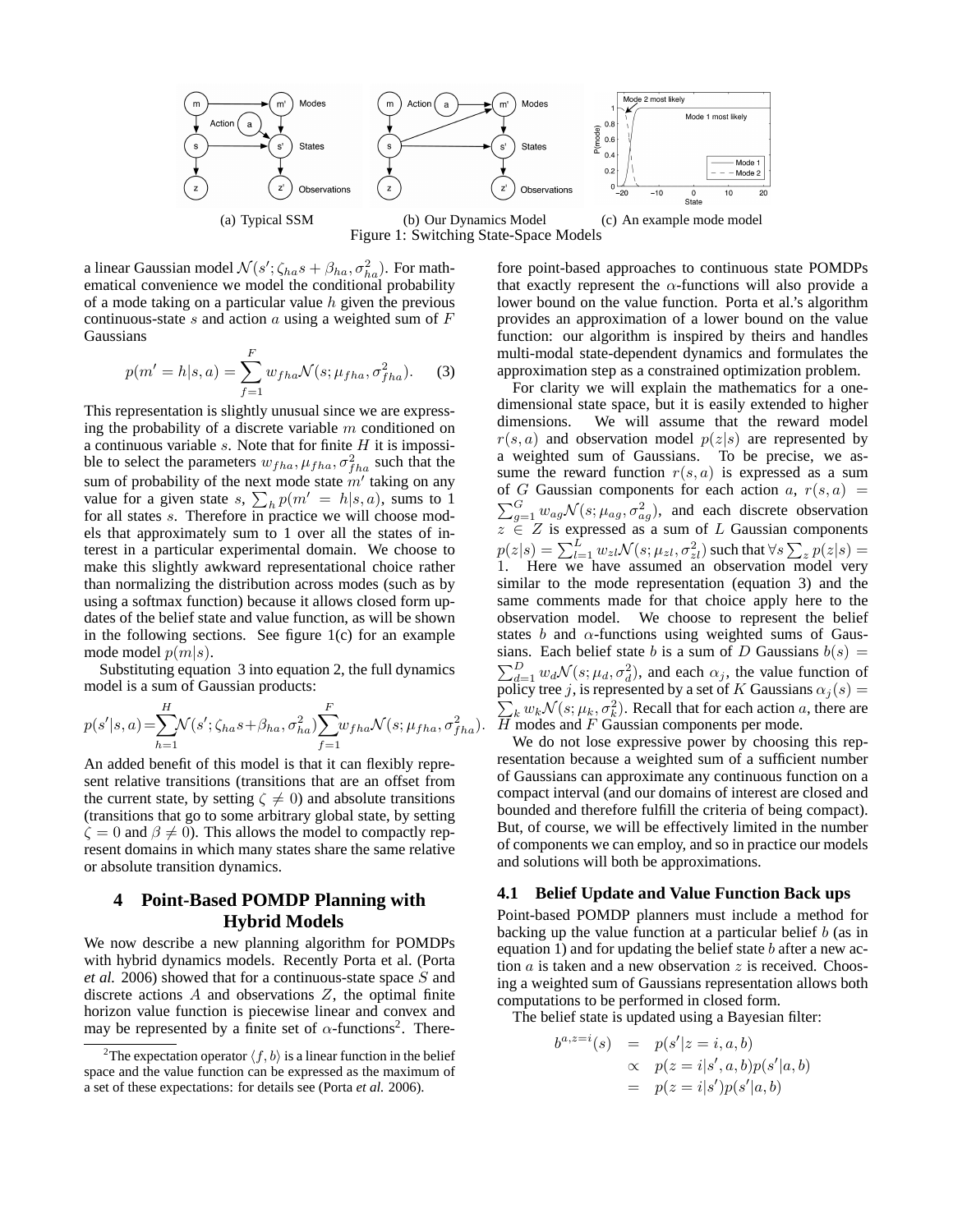(a) Typical SSM (b) Our Dynamics Model (c) An example mode model

Figure 1: Switching State-Space Models

a linear Gaussian model $\mathcal{N}(s'; \zeta_{ha}s + \beta_{ha}, \sigma^2_{ha})$. For mathematical convenience we model the conditional probability of a mode taking on a particular value $h$ given the previous continuous-state $s$ and action $a$ using a weighted sum of $F$ Gaussians

$$p(m' = h|s, a) = \sum_{f=1}^{F} w_{fha}\mathcal{N}(s; \mu_{fha}, \sigma^2_{fha}). \quad (3)$$

This representation is slightly unusual since we are expressing the probability of a discrete variable $m$ conditioned on a continuous variable $s$. Note that for finite $H$ it is impossible to select the parameters $w_{fha}, \mu_{fha}, \sigma^2_{fha}$ such that the sum of probability of the next mode state $m'$ taking on any value for a given state $s$, $\sum_h p(m' = h|s, a)$, sums to 1 for all states $s$. Therefore in practice we will choose models that approximately sum to 1 over all the states of interest in a particular experimental domain. We choose to make this slightly awkward representational choice rather than normalizing the distribution across modes (such as by using a softmax function) because it allows closed form updates of the belief state and value function, as will be shown in the following sections. See figure 1(c) for an example mode model $p(m|s)$.

Substituting equation 3 into equation 2, the full dynamics model is a sum of Gaussian products:

$$p(s'|s, a) = \sum_{h=1}^{H} \mathcal{N}(s'; \zeta_{ha}s + \beta_{ha}, \sigma^2_{ha}) \sum_{f=1}^{F} w_{fha}\mathcal{N}(s; \mu_{fha}, \sigma^2_{fha}).$$

An added benefit of this model is that it can flexibly represent relative transitions (transitions that are an offset from the current state, by setting $\zeta \neq 0$) and absolute transitions (transitions that go to some arbitrary global state, by setting $\zeta = 0$ and $\beta \neq 0$). This allows the model to compactly represent domains in which many states share the same relative or absolute transition dynamics.

## 4 Point-Based POMDP Planning with Hybrid Models

We now describe a new planning algorithm for POMDPs with hybrid dynamics models. Recently Porta et al. (Porta *et al.* 2006) showed that for a continuous-state space $S$ and discrete actions $A$ and observations $Z$, the optimal finite horizon value function is piecewise linear and convex and may be represented by a finite set of $\alpha$-functions[2]. Therefore point-based approaches to continuous state POMDPs that exactly represent the $\alpha$-functions will also provide a lower bound on the value function. Porta et al.'s algorithm provides an approximation of a lower bound on the value function: our algorithm is inspired by theirs and handles multi-modal state-dependent dynamics and formulates the approximation step as a constrained optimization problem.

For clarity we will explain the mathematics for a one-dimensional state space, but it is easily extended to higher dimensions. We will assume that the reward model $r(s, a)$ and observation model $p(z|s)$ are represented by a weighted sum of Gaussians. To be precise, we assume the reward function $r(s, a)$ is expressed as a sum of $G$ Gaussian components for each action $a$, $r(s, a) = \sum_{g=1}^{G} w_{ag}\mathcal{N}(s; \mu_{ag}, \sigma^2_{ag})$, and each discrete observation $z \in Z$ is expressed as a sum of $L$ Gaussian components $p(z|s) = \sum_{l=1}^{L} w_{zl}\mathcal{N}(s; \mu_{zl}, \sigma^2_{zl})$ such that $\forall s \sum_z p(z|s) = 1$. Here we have assumed an observation model very similar to the mode representation (equation 3) and the same comments made for that choice apply here to the observation model. We choose to represent the belief states $b$ and $\alpha$-functions using weighted sums of Gaussians. Each belief state $b$ is a sum of $D$ Gaussians $b(s) = \sum_{d=1}^{D} w_d\mathcal{N}(s; \mu_d, \sigma^2_d)$, and each $\alpha_j$, the value function of policy tree $j$, is represented by a set of $K$ Gaussians $\alpha_j(s) = \sum_k w_k\mathcal{N}(s; \mu_k, \sigma^2_k)$. Recall that for each action $a$, there are $H$ modes and $F$ Gaussian components per mode.

We do not lose expressive power by choosing this representation because a weighted sum of a sufficient number of Gaussians can approximate any continuous function on a compact interval (and our domains of interest are closed and bounded and therefore fulfill the criteria of being compact). But, of course, we will be effectively limited in the number of components we can employ, and so in practice our models and solutions will both be approximations.

### 4.1 Belief Update and Value Function Back ups

Point-based POMDP planners must include a method for backing up the value function at a particular belief $b$ (as in equation 1) and for updating the belief state $b$ after a new action $a$ is taken and a new observation $z$ is received. Choosing a weighted sum of Gaussians representation allows both computations to be performed in closed form.

The belief state is updated using a Bayesian filter:

$$\begin{aligned} b^{a,z=i}(s) &= p(s'|z = i, a, b) \\ &\propto p(z = i|s', a, b)p(s'|a, b) \\ &= p(z = i|s')p(s'|a, b) \end{aligned}$$

[2] The expectation operator $\langle f, b\rangle$ is a linear function in the belief space and the value function can be expressed as the maximum of a set of these expectations: for details see (Porta *et al.* 2006).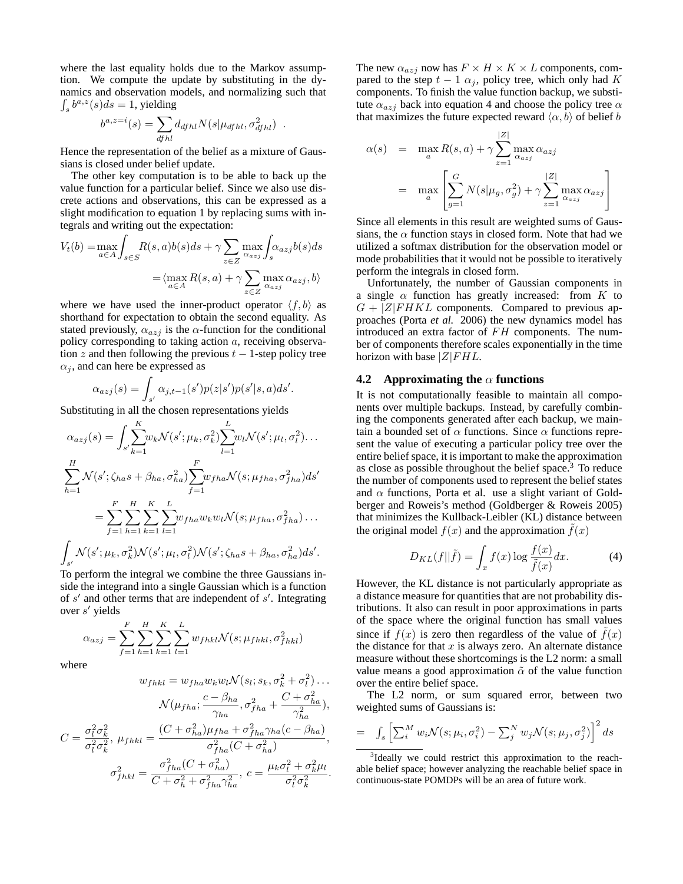where the last equality holds due to the Markov assumption. We compute the update by substituting in the dynamics and observation models, and normalizing such that $\int_s b^{a,z}(s)ds = 1$, yielding

$$b^{a,z=i}(s) = \sum_{dfhl} d_{dfhl} N(s|\mu_{dfhl}, \sigma^2_{dfhl}) \ .$$

Hence the representation of the belief as a mixture of Gaussians is closed under belief update.

The other key computation is to be able to back up the value function for a particular belief. Since we also use discrete actions and observations, this can be expressed as a slight modification to equation 1 by replacing sums with integrals and writing out the expectation:

$$V_t(b) = \max_{a \in A} \int_{s \in S} R(s,a)b(s)ds + \gamma \sum_{z \in Z} \max_{\alpha_{azj}} \int_s \alpha_{azj} b(s)ds$$

$$= \langle \max_{a \in A} R(s,a) + \gamma \sum_{z \in Z} \max_{\alpha_{azj}} \alpha_{azj}, b \rangle$$

where we have used the inner-product operator $\langle f, b \rangle$ as shorthand for expectation to obtain the second equality. As stated previously, $\alpha_{azj}$ is the $\alpha$-function for the conditional policy corresponding to taking action $a$, receiving observation $z$ and then following the previous $t-1$-step policy tree $\alpha_j$, and can here be expressed as

$$\alpha_{azj}(s) = \int_{s'} \alpha_{j,t-1}(s') p(z|s') p(s'|s,a) ds'.$$

Substituting in all the chosen representations yields

$$\alpha_{azj}(s) = \int_{s'} \sum_{k=1}^{K} w_k \mathcal{N}(s'; \mu_k, \sigma^2_k) \sum_{l=1}^{L} w_l \mathcal{N}(s'; \mu_l, \sigma^2_l) \ldots$$

$$\sum_{h=1}^{H} \mathcal{N}(s'; \zeta_{ha} s + \beta_{ha}, \sigma^2_{ha}) \sum_{f=1}^{F} w_{fha} \mathcal{N}(s; \mu_{fha}, \sigma^2_{fha}) ds'$$

$$= \sum_{f=1}^{F} \sum_{h=1}^{H} \sum_{k=1}^{K} \sum_{l=1}^{L} w_{fha} w_k w_l \mathcal{N}(s; \mu_{fha}, \sigma^2_{fha}) \ldots$$

$$\int_{s'} \mathcal{N}(s'; \mu_k, \sigma^2_k) \mathcal{N}(s'; \mu_l, \sigma^2_l) \mathcal{N}(s'; \zeta_{ha} s + \beta_{ha}, \sigma^2_{ha}) ds'.$$

To perform the integral we combine the three Gaussians inside the integrand into a single Gaussian which is a function of $s'$ and other terms that are independent of $s'$. Integrating over $s'$ yields

$$\alpha_{azj} = \sum_{f=1}^{F} \sum_{h=1}^{H} \sum_{k=1}^{K} \sum_{l=1}^{L} w_{fhkl} \mathcal{N}(s; \mu_{fhkl}, \sigma^2_{fhkl})$$

where

$$w_{fhkl} = w_{fha} w_k w_l \mathcal{N}(s_l; s_k, \sigma^2_k + \sigma^2_l) \ldots$$

$$\mathcal{N}(\mu_{fha}; \frac{c - \beta_{ha}}{\gamma_{ha}}, \sigma^2_{fha} + \frac{C + \sigma^2_{ha}}{\gamma^2_{ha}}),$$

$$C = \frac{\sigma^2_l \sigma^2_k}{\sigma^2_l \sigma^2_k},\ \mu_{fhkl} = \frac{(C + \sigma^2_{ha})\mu_{fha} + \sigma^2_{fha}\gamma_{ha}(c - \beta_{ha})}{\sigma^2_{fha}(C + \sigma^2_{ha})},$$

$$\sigma^2_{fhkl} = \frac{\sigma^2_{fha}(C + \sigma^2_{ha})}{C + \sigma^2_h + \sigma^2_{fha}\gamma^2_{ha}},\ c = \frac{\mu_k \sigma^2_l + \sigma^2_k \mu_l}{\sigma^2_l \sigma^2_k}.$$

The new $\alpha_{azj}$ now has $F \times H \times K \times L$ components, compared to the step $t-1$ $\alpha_j$, policy tree, which only had $K$ components. To finish the value function backup, we substitute $\alpha_{azj}$ back into equation 4 and choose the policy tree $\alpha$ that maximizes the future expected reward $\langle \alpha, b \rangle$ of belief $b$

$$\alpha(s) = \max_a R(s,a) + \gamma \sum_{z=1}^{|Z|} \max_{\alpha_{azj}} \alpha_{azj}$$

$$= \max_a \left[ \sum_{g=1}^{G} N(s|\mu_g, \sigma^2_g) + \gamma \sum_{z=1}^{|Z|} \max_{\alpha_{azj}} \alpha_{azj} \right]$$

Since all elements in this result are weighted sums of Gaussians, the $\alpha$ function stays in closed form. Note that had we utilized a softmax distribution for the observation model or mode probabilities that it would not be possible to iteratively perform the integrals in closed form.

Unfortunately, the number of Gaussian components in a single $\alpha$ function has greatly increased: from $K$ to $G + |Z|FHKL$ components. Compared to previous approaches (Porta *et al.* 2006) the new dynamics model has introduced an extra factor of $FH$ components. The number of components therefore scales exponentially in the time horizon with base $|Z|FHL$.

### 4.2 Approximating the $\alpha$ functions

It is not computationally feasible to maintain all components over multiple backups. Instead, by carefully combining the components generated after each backup, we maintain a bounded set of $\alpha$ functions. Since $\alpha$ functions represent the value of executing a particular policy tree over the entire belief space, it is important to make the approximation as close as possible throughout the belief space.[3] To reduce the number of components used to represent the belief states and $\alpha$ functions, Porta et al. use a slight variant of Goldberger and Roweis's method (Goldberger & Roweis 2005) that minimizes the Kullback-Leibler (KL) distance between the original model $f(x)$ and the approximation $\tilde{f}(x)$

$$D_{KL}(f||\tilde{f}) = \int_x f(x) \log \frac{f(x)}{\tilde{f}(x)} dx. \quad (4)$$

However, the KL distance is not particularly appropriate as a distance measure for quantities that are not probability distributions. It also can result in poor approximations in parts of the space where the original function has small values since if $f(x)$ is zero then regardless of the value of $\tilde{f}(x)$ the distance for that $x$ is always zero. An alternate distance measure without these shortcomings is the L2 norm: a small value means a good approximation $\tilde{\alpha}$ of the value function over the entire belief space.

The L2 norm, or sum squared error, between two weighted sums of Gaussians is:

$$= \int_s \left[ \sum_i^M w_i \mathcal{N}(s; \mu_i, \sigma^2_i) - \sum_j^N w_j \mathcal{N}(s; \mu_j, \sigma^2_j) \right]^2 ds$$

[3] Ideally we could restrict this approximation to the reachable belief space; however analyzing the reachable belief space in continuous-state POMDPs will be an area of future work.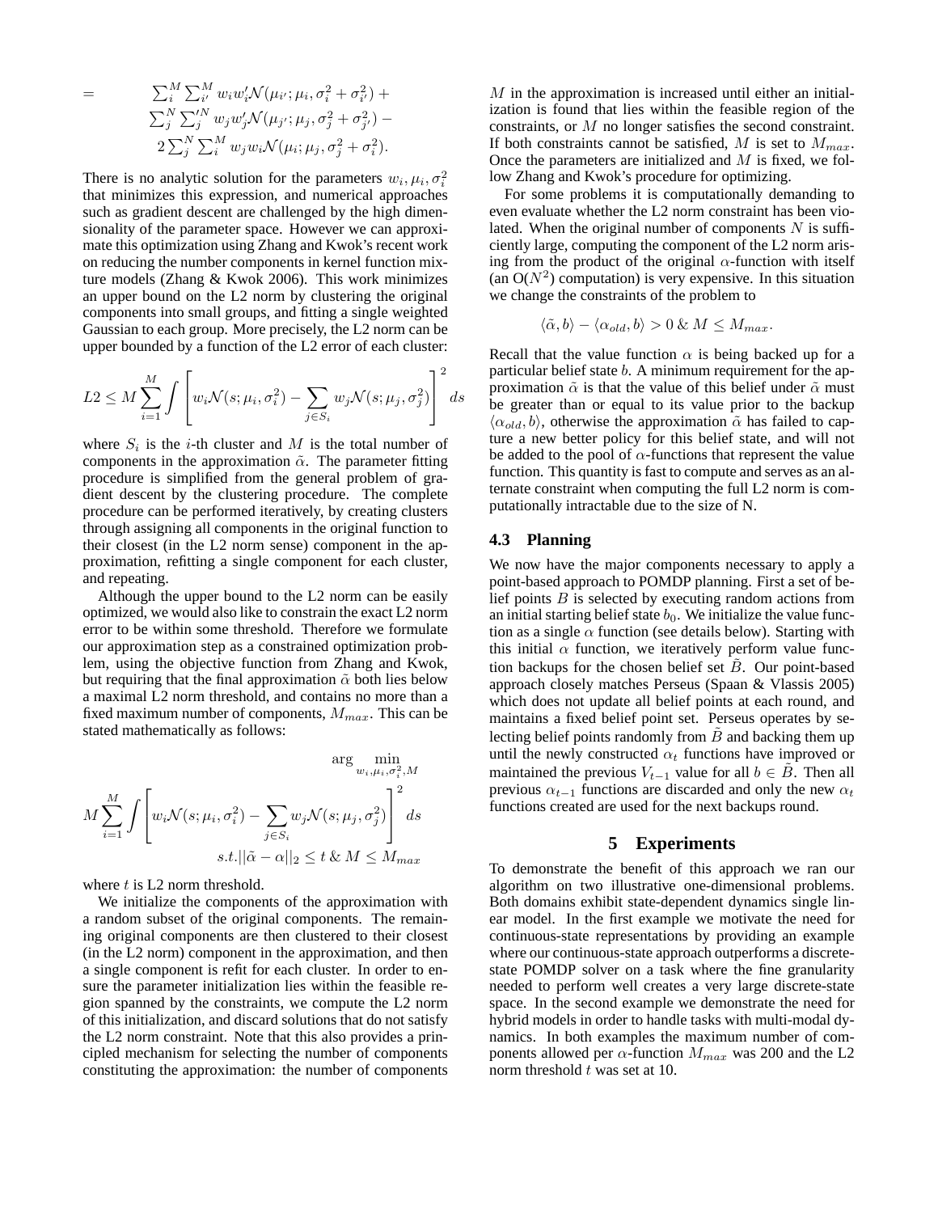$$= \sum_i^M \sum_{i'}^M w_i w_i' \mathcal{N}(\mu_{i'}; \mu_i, \sigma_i^2 + \sigma_{i'}^2) + \sum_j^N \sum_j'^N w_j w_j' \mathcal{N}(\mu_{j'}; \mu_j, \sigma_j^2 + \sigma_{j'}^2) - 2\sum_j^N \sum_i^M w_j w_i \mathcal{N}(\mu_i; \mu_j, \sigma_j^2 + \sigma_i^2).$$

There is no analytic solution for the parameters $w_i, \mu_i, \sigma_i^2$ that minimizes this expression, and numerical approaches such as gradient descent are challenged by the high dimensionality of the parameter space. However we can approximate this optimization using Zhang and Kwok's recent work on reducing the number components in kernel function mixture models (Zhang & Kwok 2006). This work minimizes an upper bound on the L2 norm by clustering the original components into small groups, and fitting a single weighted Gaussian to each group. More precisely, the L2 norm can be upper bounded by a function of the L2 error of each cluster:

$$L2 \le M \sum_{i=1}^{M} \int \left[ w_i \mathcal{N}(s; \mu_i, \sigma_i^2) - \sum_{j \in S_i} w_j \mathcal{N}(s; \mu_j, \sigma_j^2) \right]^2 ds$$

where $S_i$ is the $i$-th cluster and $M$ is the total number of components in the approximation $\tilde{\alpha}$. The parameter fitting procedure is simplified from the general problem of gradient descent by the clustering procedure. The complete procedure can be performed iteratively, by creating clusters through assigning all components in the original function to their closest (in the L2 norm sense) component in the approximation, refitting a single component for each cluster, and repeating.

Although the upper bound to the L2 norm can be easily optimized, we would also like to constrain the exact L2 norm error to be within some threshold. Therefore we formulate our approximation step as a constrained optimization problem, using the objective function from Zhang and Kwok, but requiring that the final approximation $\tilde{\alpha}$ both lies below a maximal L2 norm threshold, and contains no more than a fixed maximum number of components, $M_{max}$. This can be stated mathematically as follows:

$$\arg \min_{w_i, \mu_i, \sigma_i^2, M} M \sum_{i=1}^{M} \int \left[ w_i \mathcal{N}(s; \mu_i, \sigma_i^2) - \sum_{j \in S_i} w_j \mathcal{N}(s; \mu_j, \sigma_j^2) \right]^2 ds$$
$$s.t. ||\tilde{\alpha} - \alpha||_2 \le t \; \& \; M \le M_{max}$$

where $t$ is L2 norm threshold.

We initialize the components of the approximation with a random subset of the original components. The remaining original components are then clustered to their closest (in the L2 norm) component in the approximation, and then a single component is refit for each cluster. In order to ensure the parameter initialization lies within the feasible region spanned by the constraints, we compute the L2 norm of this initialization, and discard solutions that do not satisfy the L2 norm constraint. Note that this also provides a principled mechanism for selecting the number of components constituting the approximation: the number of components $M$ in the approximation is increased until either an initialization is found that lies within the feasible region of the constraints, or $M$ no longer satisfies the second constraint. If both constraints cannot be satisfied, $M$ is set to $M_{max}$. Once the parameters are initialized and $M$ is fixed, we follow Zhang and Kwok's procedure for optimizing.

For some problems it is computationally demanding to even evaluate whether the L2 norm constraint has been violated. When the original number of components $N$ is sufficiently large, computing the component of the L2 norm arising from the product of the original $\alpha$-function with itself (an $O(N^2)$ computation) is very expensive. In this situation we change the constraints of the problem to

$$\langle \tilde{\alpha}, b \rangle - \langle \alpha_{old}, b \rangle > 0 \; \& \; M \le M_{max}.$$

Recall that the value function $\alpha$ is being backed up for a particular belief state $b$. A minimum requirement for the approximation $\tilde{\alpha}$ is that the value of this belief under $\tilde{\alpha}$ must be greater than or equal to its value prior to the backup $\langle \alpha_{old}, b \rangle$, otherwise the approximation $\tilde{\alpha}$ has failed to capture a new better policy for this belief state, and will not be added to the pool of $\alpha$-functions that represent the value function. This quantity is fast to compute and serves as an alternate constraint when computing the full L2 norm is computationally intractable due to the size of N.

### 4.3 Planning

We now have the major components necessary to apply a point-based approach to POMDP planning. First a set of belief points $B$ is selected by executing random actions from an initial starting belief state $b_0$. We initialize the value function as a single $\alpha$ function (see details below). Starting with this initial $\alpha$ function, we iteratively perform value function backups for the chosen belief set $\tilde{B}$. Our point-based approach closely matches Perseus (Spaan & Vlassis 2005) which does not update all belief points at each round, and maintains a fixed belief point set. Perseus operates by selecting belief points randomly from $\tilde{B}$ and backing them up until the newly constructed $\alpha_t$ functions have improved or maintained the previous $V_{t-1}$ value for all $b \in \tilde{B}$. Then all previous $\alpha_{t-1}$ functions are discarded and only the new $\alpha_t$ functions created are used for the next backups round.

## 5 Experiments

To demonstrate the benefit of this approach we ran our algorithm on two illustrative one-dimensional problems. Both domains exhibit state-dependent dynamics single linear model. In the first example we motivate the need for continuous-state representations by providing an example where our continuous-state approach outperforms a discrete-state POMDP solver on a task where the fine granularity needed to perform well creates a very large discrete-state space. In the second example we demonstrate the need for hybrid models in order to handle tasks with multi-modal dynamics. In both examples the maximum number of components allowed per $\alpha$-function $M_{max}$ was 200 and the L2 norm threshold $t$ was set at 10.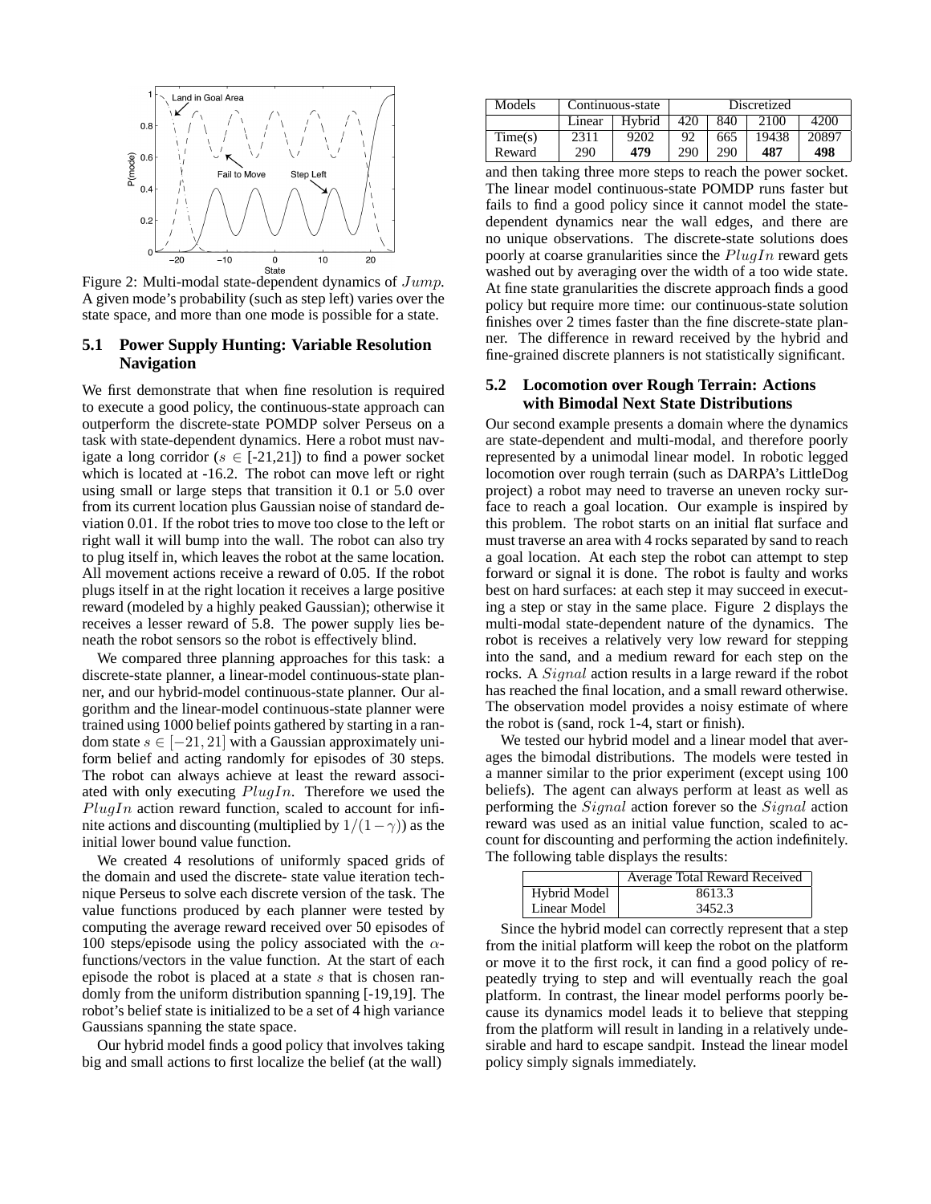Figure 2: Multi-modal state-dependent dynamics of *Jump*. A given mode's probability (such as step left) varies over the state space, and more than one mode is possible for a state.

### 5.1 Power Supply Hunting: Variable Resolution Navigation

We first demonstrate that when fine resolution is required to execute a good policy, the continuous-state approach can outperform the discrete-state POMDP solver Perseus on a task with state-dependent dynamics. Here a robot must navigate a long corridor ($s \in$ [-21,21]) to find a power socket which is located at -16.2. The robot can move left or right using small or large steps that transition it 0.1 or 5.0 over from its current location plus Gaussian noise of standard deviation 0.01. If the robot tries to move too close to the left or right wall it will bump into the wall. The robot can also try to plug itself in, which leaves the robot at the same location. All movement actions receive a reward of 0.05. If the robot plugs itself in at the right location it receives a large positive reward (modeled by a highly peaked Gaussian); otherwise it receives a lesser reward of 5.8. The power supply lies beneath the robot sensors so the robot is effectively blind.

We compared three planning approaches for this task: a discrete-state planner, a linear-model continuous-state planner, and our hybrid-model continuous-state planner. Our algorithm and the linear-model continuous-state planner were trained using 1000 belief points gathered by starting in a random state $s \in [-21, 21]$ with a Gaussian approximately uniform belief and acting randomly for episodes of 30 steps. The robot can always achieve at least the reward associated with only executing $PlugIn$. Therefore we used the $PlugIn$ action reward function, scaled to account for infinite actions and discounting (multiplied by $1/(1-\gamma)$) as the initial lower bound value function.

We created 4 resolutions of uniformly spaced grids of the domain and used the discrete- state value iteration technique Perseus to solve each discrete version of the task. The value functions produced by each planner were tested by computing the average reward received over 50 episodes of 100 steps/episode using the policy associated with the $\alpha$-functions/vectors in the value function. At the start of each episode the robot is placed at a state $s$ that is chosen randomly from the uniform distribution spanning [-19,19]. The robot's belief state is initialized to be a set of 4 high variance Gaussians spanning the state space.

Our hybrid model finds a good policy that involves taking big and small actions to first localize the belief (at the wall)

| Models | Continuous-state | | Discretized | | | |
|---|---|---|---|---|---|---|
| | Linear | Hybrid | 420 | 840 | 2100 | 4200 |
| Time(s) | 2311 | 9202 | 92 | 665 | 19438 | 20897 |
| Reward | 290 | **479** | 290 | 290 | **487** | **498** |

and then taking three more steps to reach the power socket. The linear model continuous-state POMDP runs faster but fails to find a good policy since it cannot model the state-dependent dynamics near the wall edges, and there are no unique observations. The discrete-state solutions does poorly at coarse granularities since the $PlugIn$ reward gets washed out by averaging over the width of a too wide state. At fine state granularities the discrete approach finds a good policy but require more time: our continuous-state solution finishes over 2 times faster than the fine discrete-state planner. The difference in reward received by the hybrid and fine-grained discrete planners is not statistically significant.

### 5.2 Locomotion over Rough Terrain: Actions with Bimodal Next State Distributions

Our second example presents a domain where the dynamics are state-dependent and multi-modal, and therefore poorly represented by a unimodal linear model. In robotic legged locomotion over rough terrain (such as DARPA's LittleDog project) a robot may need to traverse an uneven rocky surface to reach a goal location. Our example is inspired by this problem. The robot starts on an initial flat surface and must traverse an area with 4 rocks separated by sand to reach a goal location. At each step the robot can attempt to step forward or signal it is done. The robot is faulty and works best on hard surfaces: at each step it may succeed in executing a step or stay in the same place. Figure 2 displays the multi-modal state-dependent nature of the dynamics. The robot is receives a relatively very low reward for stepping into the sand, and a medium reward for each step on the rocks. A $Signal$ action results in a large reward if the robot has reached the final location, and a small reward otherwise. The observation model provides a noisy estimate of where the robot is (sand, rock 1-4, start or finish).

We tested our hybrid model and a linear model that averages the bimodal distributions. The models were tested in a manner similar to the prior experiment (except using 100 beliefs). The agent can always perform at least as well as performing the $Signal$ action forever so the $Signal$ action reward was used as an initial value function, scaled to account for discounting and performing the action indefinitely. The following table displays the results:

| | Average Total Reward Received |
|---|---|
| Hybrid Model | 8613.3 |
| Linear Model | 3452.3 |

Since the hybrid model can correctly represent that a step from the initial platform will keep the robot on the platform or move it to the first rock, it can find a good policy of repeatedly trying to step and will eventually reach the goal platform. In contrast, the linear model performs poorly because its dynamics model leads it to believe that stepping from the platform will result in landing in a relatively undesirable and hard to escape sandpit. Instead the linear model policy simply signals immediately.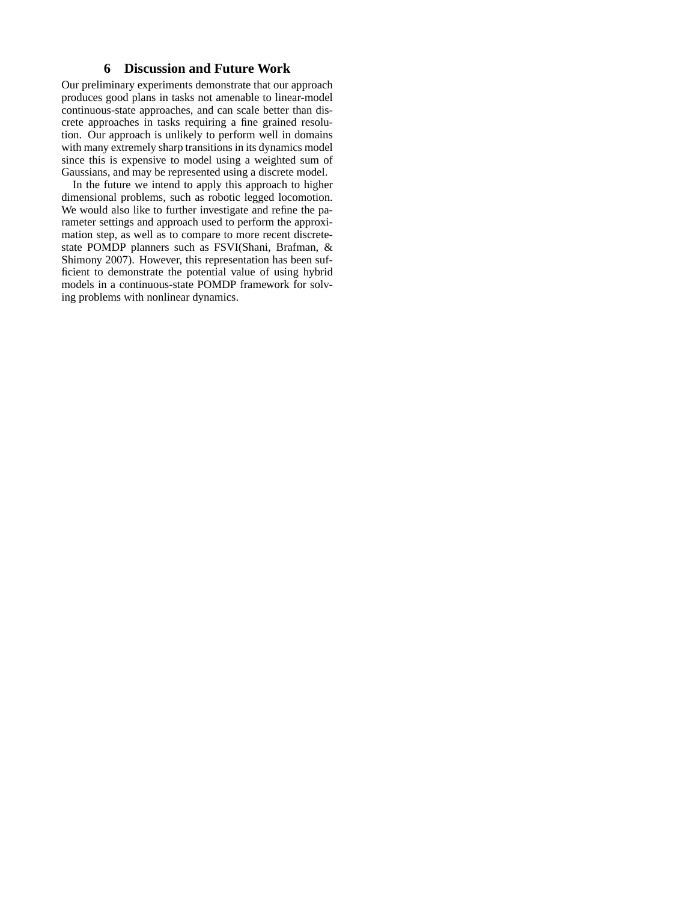## 6 Discussion and Future Work

Our preliminary experiments demonstrate that our approach produces good plans in tasks not amenable to linear-model continuous-state approaches, and can scale better than discrete approaches in tasks requiring a fine grained resolution. Our approach is unlikely to perform well in domains with many extremely sharp transitions in its dynamics model since this is expensive to model using a weighted sum of Gaussians, and may be represented using a discrete model.

In the future we intend to apply this approach to higher dimensional problems, such as robotic legged locomotion. We would also like to further investigate and refine the parameter settings and approach used to perform the approximation step, as well as to compare to more recent discrete-state POMDP planners such as FSVI(Shani, Brafman, & Shimony 2007). However, this representation has been sufficient to demonstrate the potential value of using hybrid models in a continuous-state POMDP framework for solving problems with nonlinear dynamics.